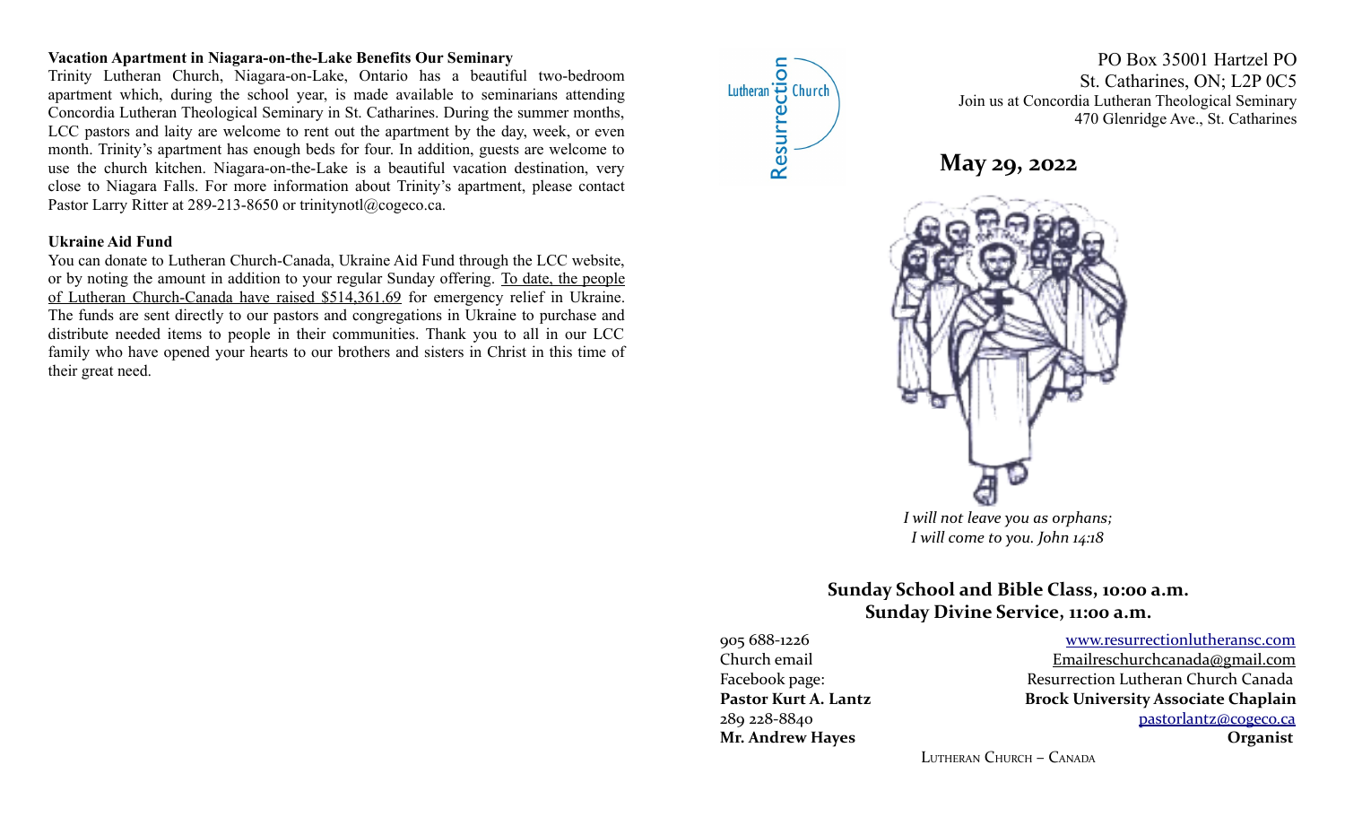**Vacation Apartment in Niagara-on-the-Lake Benefits Our Seminary**

Trinity Lutheran Church, Niagara-on-Lake, Ontario has a beautiful two-bedroom apartment which, during the school year, is made available to seminarians attending Concordia Lutheran Theological Seminary in St. Catharines. During the summer months, LCC pastors and laity are welcome to rent out the apartment by the day, week, or even month. Trinity's apartment has enough beds for four. In addition, guests are welcome to use the church kitchen. Niagara-on-the-Lake is a beautiful vacation destination, very close to Niagara Falls. For more information about Trinity's apartment, please contact Pastor Larry Ritter at 289-213-8650 or trinitynotl@cogeco.ca.

**Ukraine Aid Fund**

You can donate to Lutheran Church-Canada, Ukraine Aid Fund through the LCC website, or by noting the amount in addition to your regular Sunday offering. To date, the people of Lutheran Church-Canada have raised $514,361.69 for emergency relief in Ukraine. The funds are sent directly to our pastors and congregations in Ukraine to purchase and distribute needed items to people in their communities. Thank you to all in our LCC family who have opened your hearts to our brothers and sisters in Christ in this time of their great need.

Resurrection Lutheran Church

PO Box 35001 Hartzel PO
St. Catharines, ON; L2P 0C5
Join us at Concordia Lutheran Theological Seminary
470 Glenridge Ave., St. Catharines

# May 29, 2022

*I will not leave you as orphans;*
*I will come to you. John 14:18*

**Sunday School and Bible Class, 10:00 a.m.**
**Sunday Divine Service, 11:00 a.m.**

905 688-1226 — www.resurrectionlutheransc.com
Church email — Emailreschurchcanada@gmail.com
Facebook page: — Resurrection Lutheran Church Canada
**Pastor Kurt A. Lantz** — **Brock University Associate Chaplain**
289 228-8840 — pastorlantz@cogeco.ca
**Mr. Andrew Hayes** — **Organist**

Lutheran Church – Canada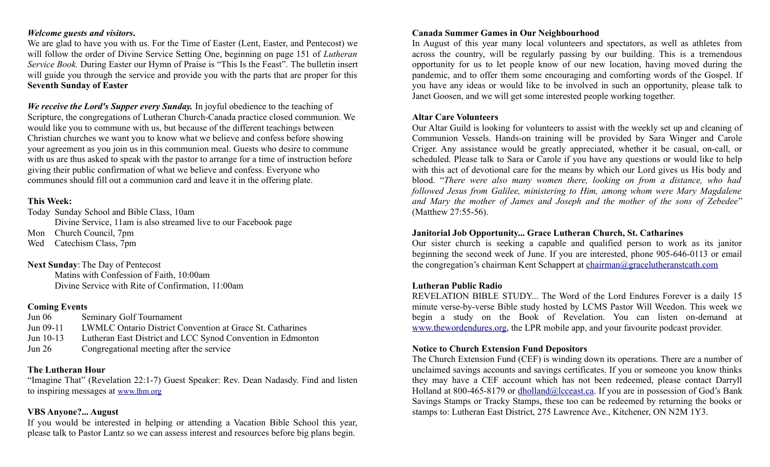***Welcome guests and visitors.***

We are glad to have you with us. For the Time of Easter (Lent, Easter, and Pentecost) we will follow the order of Divine Service Setting One, beginning on page 151 of *Lutheran Service Book.* During Easter our Hymn of Praise is "This Is the Feast". The bulletin insert will guide you through the service and provide you with the parts that are proper for this **Seventh Sunday of Easter**

***We receive the Lord's Supper every Sunday.*** In joyful obedience to the teaching of Scripture, the congregations of Lutheran Church-Canada practice closed communion. We would like you to commune with us, but because of the different teachings between Christian churches we want you to know what we believe and confess before showing your agreement as you join us in this communion meal. Guests who desire to commune with us are thus asked to speak with the pastor to arrange for a time of instruction before giving their public confirmation of what we believe and confess. Everyone who communes should fill out a communion card and leave it in the offering plate.

**This Week:**

Today Sunday School and Bible Class, 10am
Divine Service, 11am is also streamed live to our Facebook page
Mon Church Council, 7pm
Wed Catechism Class, 7pm

**Next Sunday**: The Day of Pentecost
Matins with Confession of Faith, 10:00am
Divine Service with Rite of Confirmation, 11:00am

**Coming Events**

| | |
|---|---|
| Jun 06 | Seminary Golf Tournament |
| Jun 09-11 | LWMLC Ontario District Convention at Grace St. Catharines |
| Jun 10-13 | Lutheran East District and LCC Synod Convention in Edmonton |
| Jun 26 | Congregational meeting after the service |

**The Lutheran Hour**

"Imagine That" (Revelation 22:1-7) Guest Speaker: Rev. Dean Nadasdy. Find and listen to inspiring messages at www.lhm.org

**VBS Anyone?... August**

If you would be interested in helping or attending a Vacation Bible School this year, please talk to Pastor Lantz so we can assess interest and resources before big plans begin.

**Canada Summer Games in Our Neighbourhood**

In August of this year many local volunteers and spectators, as well as athletes from across the country, will be regularly passing by our building. This is a tremendous opportunity for us to let people know of our new location, having moved during the pandemic, and to offer them some encouraging and comforting words of the Gospel. If you have any ideas or would like to be involved in such an opportunity, please talk to Janet Goosen, and we will get some interested people working together.

**Altar Care Volunteers**

Our Altar Guild is looking for volunteers to assist with the weekly set up and cleaning of Communion Vessels. Hands-on training will be provided by Sara Winger and Carole Criger. Any assistance would be greatly appreciated, whether it be casual, on-call, or scheduled. Please talk to Sara or Carole if you have any questions or would like to help with this act of devotional care for the means by which our Lord gives us His body and blood. "*There were also many women there, looking on from a distance, who had followed Jesus from Galilee, ministering to Him, among whom were Mary Magdalene and Mary the mother of James and Joseph and the mother of the sons of Zebedee*" (Matthew 27:55-56).

**Janitorial Job Opportunity... Grace Lutheran Church, St. Catharines**

Our sister church is seeking a capable and qualified person to work as its janitor beginning the second week of June. If you are interested, phone 905-646-0113 or email the congregation's chairman Kent Schappert at chairman@gracelutheranstcath.com

**Lutheran Public Radio**

REVELATION BIBLE STUDY... The Word of the Lord Endures Forever is a daily 15 minute verse-by-verse Bible study hosted by LCMS Pastor Will Weedon. This week we begin a study on the Book of Revelation. You can listen on-demand at www.thewordendures.org, the LPR mobile app, and your favourite podcast provider.

**Notice to Church Extension Fund Depositors**

The Church Extension Fund (CEF) is winding down its operations. There are a number of unclaimed savings accounts and savings certificates. If you or someone you know thinks they may have a CEF account which has not been redeemed, please contact Darryll Holland at 800-465-8179 or dholland@lcceast.ca. If you are in possession of God's Bank Savings Stamps or Tracky Stamps, these too can be redeemed by returning the books or stamps to: Lutheran East District, 275 Lawrence Ave., Kitchener, ON N2M 1Y3.